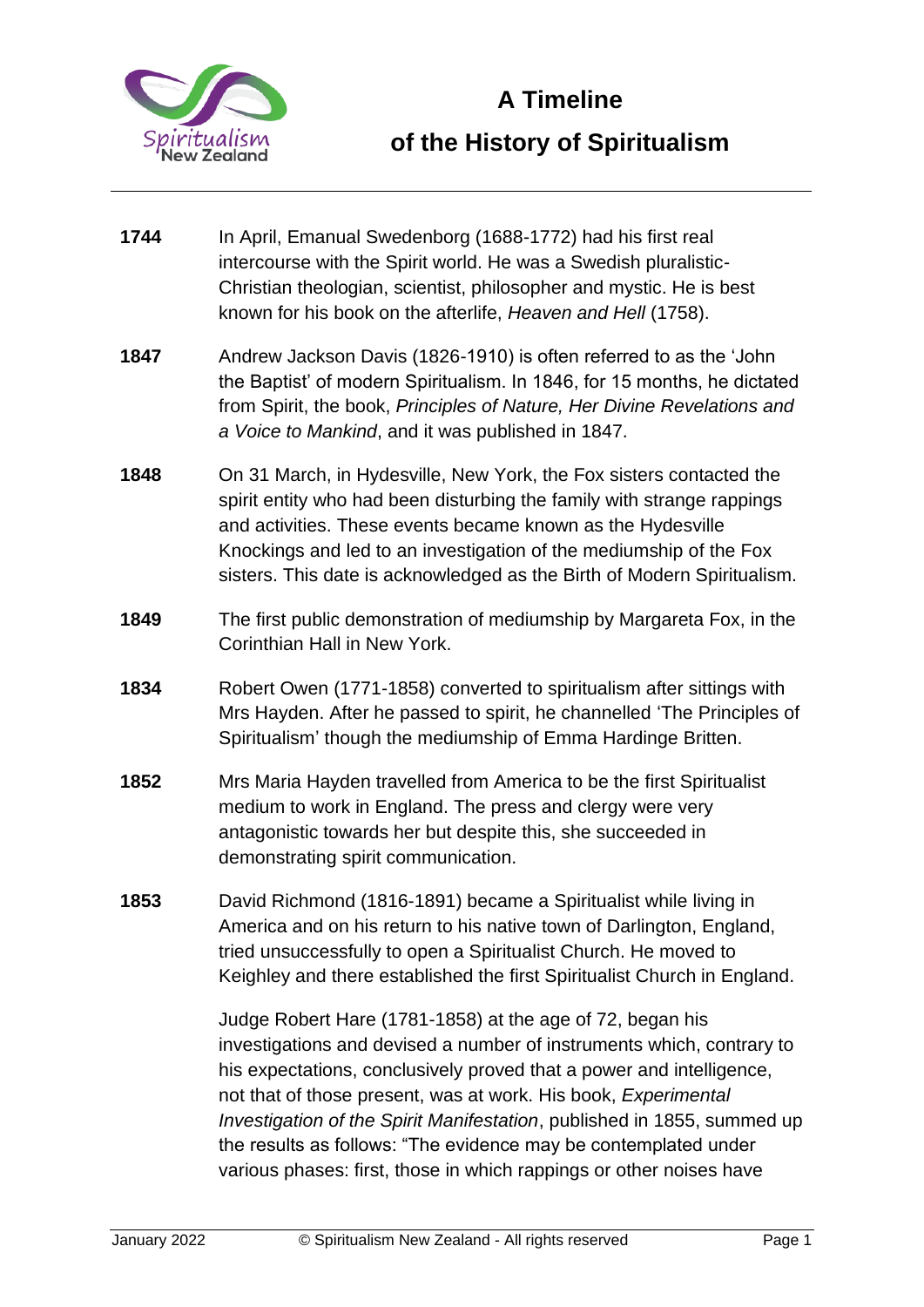# A Timeline of the History of Spiritualism

**1744** In April, Emanual Swedenborg (1688-1772) had his first real intercourse with the Spirit world. He was a Swedish pluralistic-Christian theologian, scientist, philosopher and mystic. He is best known for his book on the afterlife, *Heaven and Hell* (1758).

**1847** Andrew Jackson Davis (1826-1910) is often referred to as the 'John the Baptist' of modern Spiritualism. In 1846, for 15 months, he dictated from Spirit, the book, *Principles of Nature, Her Divine Revelations and a Voice to Mankind*, and it was published in 1847.

**1848** On 31 March, in Hydesville, New York, the Fox sisters contacted the spirit entity who had been disturbing the family with strange rappings and activities. These events became known as the Hydesville Knockings and led to an investigation of the mediumship of the Fox sisters. This date is acknowledged as the Birth of Modern Spiritualism.

**1849** The first public demonstration of mediumship by Margareta Fox, in the Corinthian Hall in New York.

**1834** Robert Owen (1771-1858) converted to spiritualism after sittings with Mrs Hayden. After he passed to spirit, he channelled 'The Principles of Spiritualism' though the mediumship of Emma Hardinge Britten.

**1852** Mrs Maria Hayden travelled from America to be the first Spiritualist medium to work in England. The press and clergy were very antagonistic towards her but despite this, she succeeded in demonstrating spirit communication.

**1853** David Richmond (1816-1891) became a Spiritualist while living in America and on his return to his native town of Darlington, England, tried unsuccessfully to open a Spiritualist Church. He moved to Keighley and there established the first Spiritualist Church in England.

Judge Robert Hare (1781-1858) at the age of 72, began his investigations and devised a number of instruments which, contrary to his expectations, conclusively proved that a power and intelligence, not that of those present, was at work. His book, *Experimental Investigation of the Spirit Manifestation*, published in 1855, summed up the results as follows: "The evidence may be contemplated under various phases: first, those in which rappings or other noises have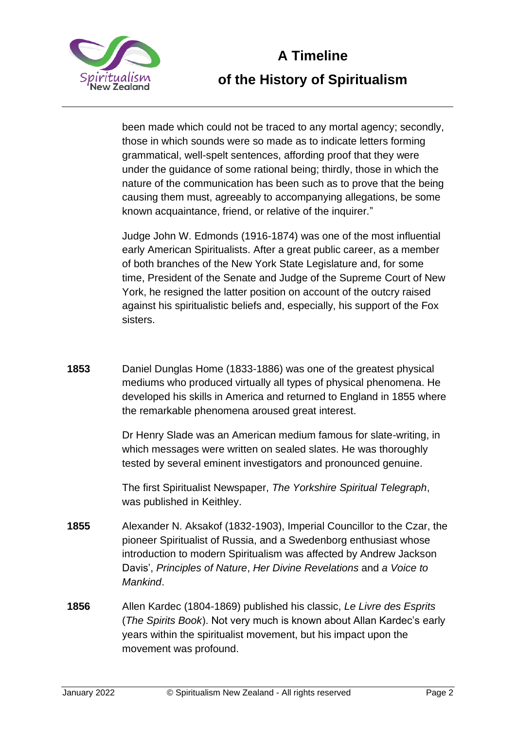been made which could not be traced to any mortal agency; secondly, those in which sounds were so made as to indicate letters forming grammatical, well-spelt sentences, affording proof that they were under the guidance of some rational being; thirdly, those in which the nature of the communication has been such as to prove that the being causing them must, agreeably to accompanying allegations, be some known acquaintance, friend, or relative of the inquirer."

Judge John W. Edmonds (1916-1874) was one of the most influential early American Spiritualists. After a great public career, as a member of both branches of the New York State Legislature and, for some time, President of the Senate and Judge of the Supreme Court of New York, he resigned the latter position on account of the outcry raised against his spiritualistic beliefs and, especially, his support of the Fox sisters.

**1853** Daniel Dunglas Home (1833-1886) was one of the greatest physical mediums who produced virtually all types of physical phenomena. He developed his skills in America and returned to England in 1855 where the remarkable phenomena aroused great interest.

Dr Henry Slade was an American medium famous for slate-writing, in which messages were written on sealed slates. He was thoroughly tested by several eminent investigators and pronounced genuine.

The first Spiritualist Newspaper, *The Yorkshire Spiritual Telegraph*, was published in Keithley.

**1855** Alexander N. Aksakof (1832-1903), Imperial Councillor to the Czar, the pioneer Spiritualist of Russia, and a Swedenborg enthusiast whose introduction to modern Spiritualism was affected by Andrew Jackson Davis', *Principles of Nature*, *Her Divine Revelations* and *a Voice to Mankind*.

**1856** Allen Kardec (1804-1869) published his classic, *Le Livre des Esprits* (*The Spirits Book*). Not very much is known about Allan Kardec's early years within the spiritualist movement, but his impact upon the movement was profound.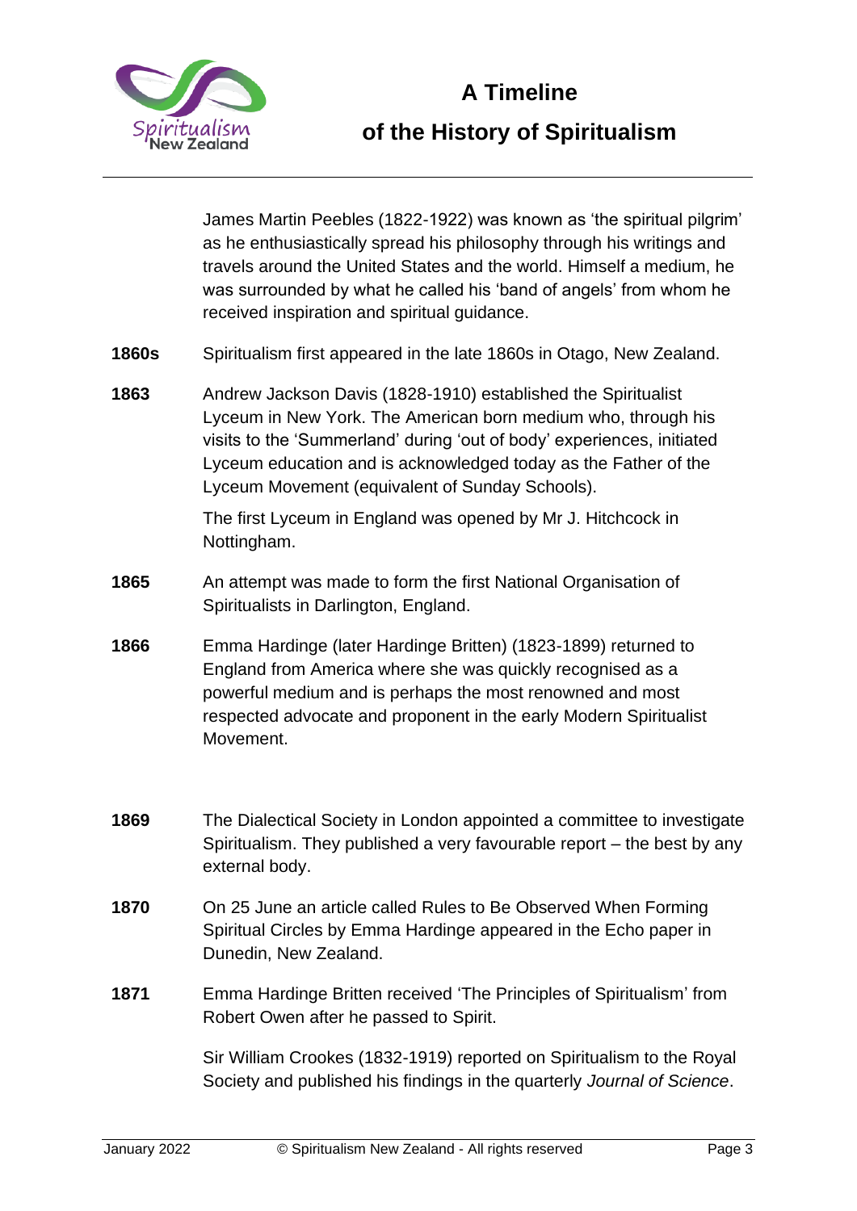James Martin Peebles (1822-1922) was known as 'the spiritual pilgrim' as he enthusiastically spread his philosophy through his writings and travels around the United States and the world. Himself a medium, he was surrounded by what he called his 'band of angels' from whom he received inspiration and spiritual guidance.

**1860s** Spiritualism first appeared in the late 1860s in Otago, New Zealand.

**1863** Andrew Jackson Davis (1828-1910) established the Spiritualist Lyceum in New York. The American born medium who, through his visits to the 'Summerland' during 'out of body' experiences, initiated Lyceum education and is acknowledged today as the Father of the Lyceum Movement (equivalent of Sunday Schools).

The first Lyceum in England was opened by Mr J. Hitchcock in Nottingham.

**1865** An attempt was made to form the first National Organisation of Spiritualists in Darlington, England.

**1866** Emma Hardinge (later Hardinge Britten) (1823-1899) returned to England from America where she was quickly recognised as a powerful medium and is perhaps the most renowned and most respected advocate and proponent in the early Modern Spiritualist Movement.

**1869** The Dialectical Society in London appointed a committee to investigate Spiritualism. They published a very favourable report – the best by any external body.

**1870** On 25 June an article called Rules to Be Observed When Forming Spiritual Circles by Emma Hardinge appeared in the Echo paper in Dunedin, New Zealand.

**1871** Emma Hardinge Britten received 'The Principles of Spiritualism' from Robert Owen after he passed to Spirit.

Sir William Crookes (1832-1919) reported on Spiritualism to the Royal Society and published his findings in the quarterly *Journal of Science*.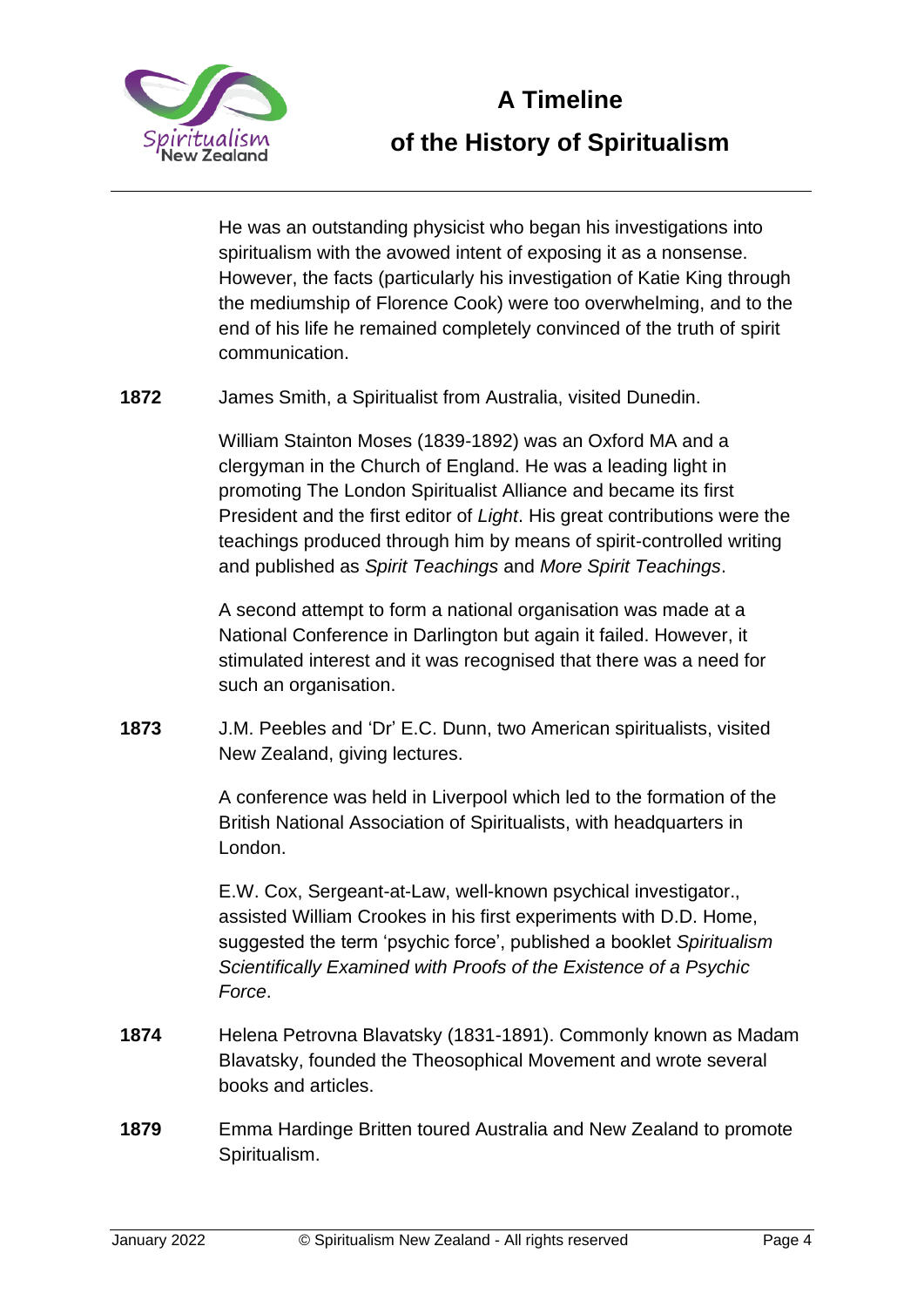He was an outstanding physicist who began his investigations into spiritualism with the avowed intent of exposing it as a nonsense. However, the facts (particularly his investigation of Katie King through the mediumship of Florence Cook) were too overwhelming, and to the end of his life he remained completely convinced of the truth of spirit communication.

**1872** James Smith, a Spiritualist from Australia, visited Dunedin.

William Stainton Moses (1839-1892) was an Oxford MA and a clergyman in the Church of England. He was a leading light in promoting The London Spiritualist Alliance and became its first President and the first editor of *Light*. His great contributions were the teachings produced through him by means of spirit-controlled writing and published as *Spirit Teachings* and *More Spirit Teachings*.

A second attempt to form a national organisation was made at a National Conference in Darlington but again it failed. However, it stimulated interest and it was recognised that there was a need for such an organisation.

**1873** J.M. Peebles and 'Dr' E.C. Dunn, two American spiritualists, visited New Zealand, giving lectures.

A conference was held in Liverpool which led to the formation of the British National Association of Spiritualists, with headquarters in London.

E.W. Cox, Sergeant-at-Law, well-known psychical investigator., assisted William Crookes in his first experiments with D.D. Home, suggested the term 'psychic force', published a booklet *Spiritualism Scientifically Examined with Proofs of the Existence of a Psychic Force*.

**1874** Helena Petrovna Blavatsky (1831-1891). Commonly known as Madam Blavatsky, founded the Theosophical Movement and wrote several books and articles.

**1879** Emma Hardinge Britten toured Australia and New Zealand to promote Spiritualism.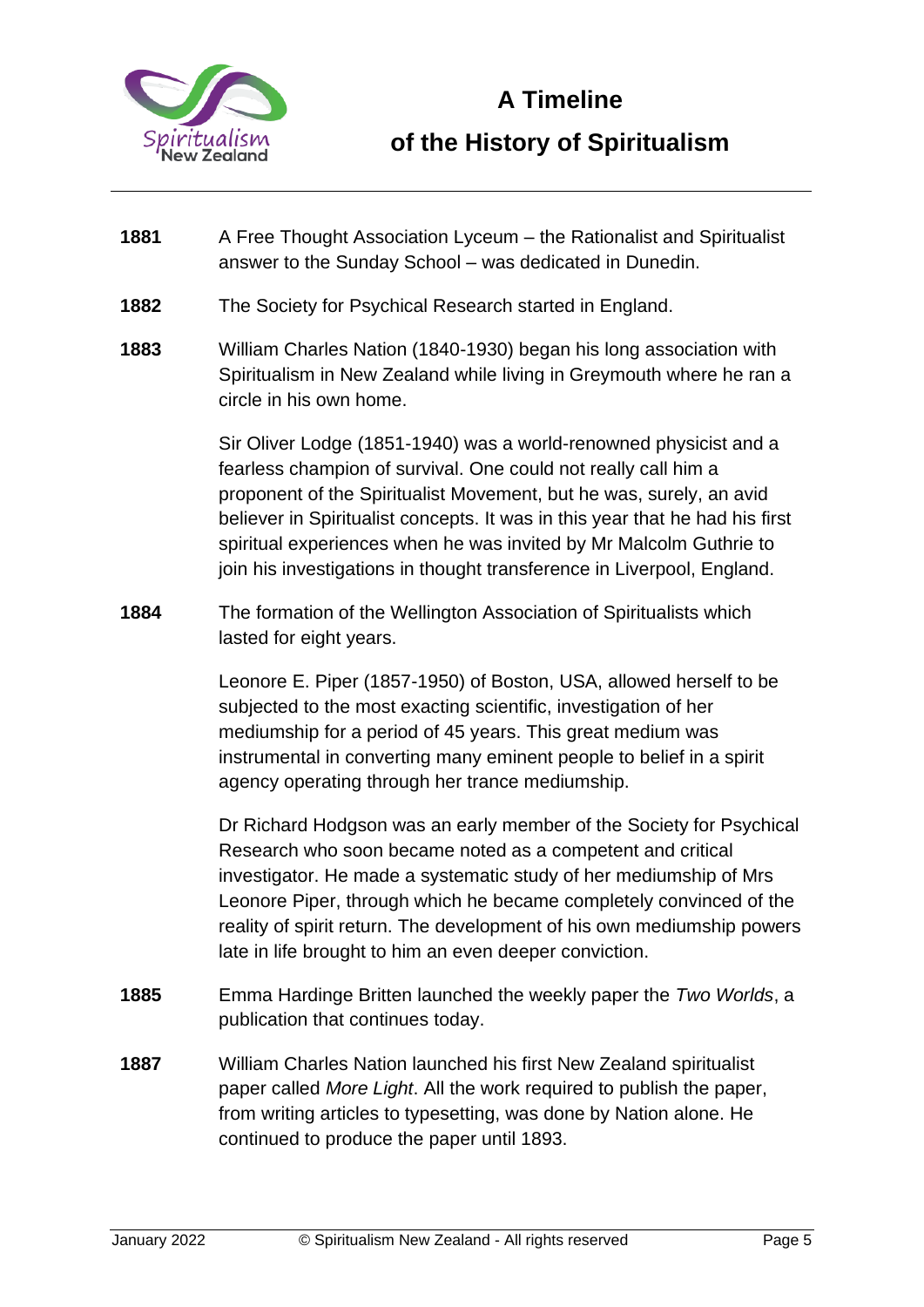# A Timeline of the History of Spiritualism

**1881** A Free Thought Association Lyceum – the Rationalist and Spiritualist answer to the Sunday School – was dedicated in Dunedin.

**1882** The Society for Psychical Research started in England.

**1883** William Charles Nation (1840-1930) began his long association with Spiritualism in New Zealand while living in Greymouth where he ran a circle in his own home.

Sir Oliver Lodge (1851-1940) was a world-renowned physicist and a fearless champion of survival. One could not really call him a proponent of the Spiritualist Movement, but he was, surely, an avid believer in Spiritualist concepts. It was in this year that he had his first spiritual experiences when he was invited by Mr Malcolm Guthrie to join his investigations in thought transference in Liverpool, England.

**1884** The formation of the Wellington Association of Spiritualists which lasted for eight years.

Leonore E. Piper (1857-1950) of Boston, USA, allowed herself to be subjected to the most exacting scientific, investigation of her mediumship for a period of 45 years. This great medium was instrumental in converting many eminent people to belief in a spirit agency operating through her trance mediumship.

Dr Richard Hodgson was an early member of the Society for Psychical Research who soon became noted as a competent and critical investigator. He made a systematic study of her mediumship of Mrs Leonore Piper, through which he became completely convinced of the reality of spirit return. The development of his own mediumship powers late in life brought to him an even deeper conviction.

**1885** Emma Hardinge Britten launched the weekly paper the *Two Worlds*, a publication that continues today.

**1887** William Charles Nation launched his first New Zealand spiritualist paper called *More Light*. All the work required to publish the paper, from writing articles to typesetting, was done by Nation alone. He continued to produce the paper until 1893.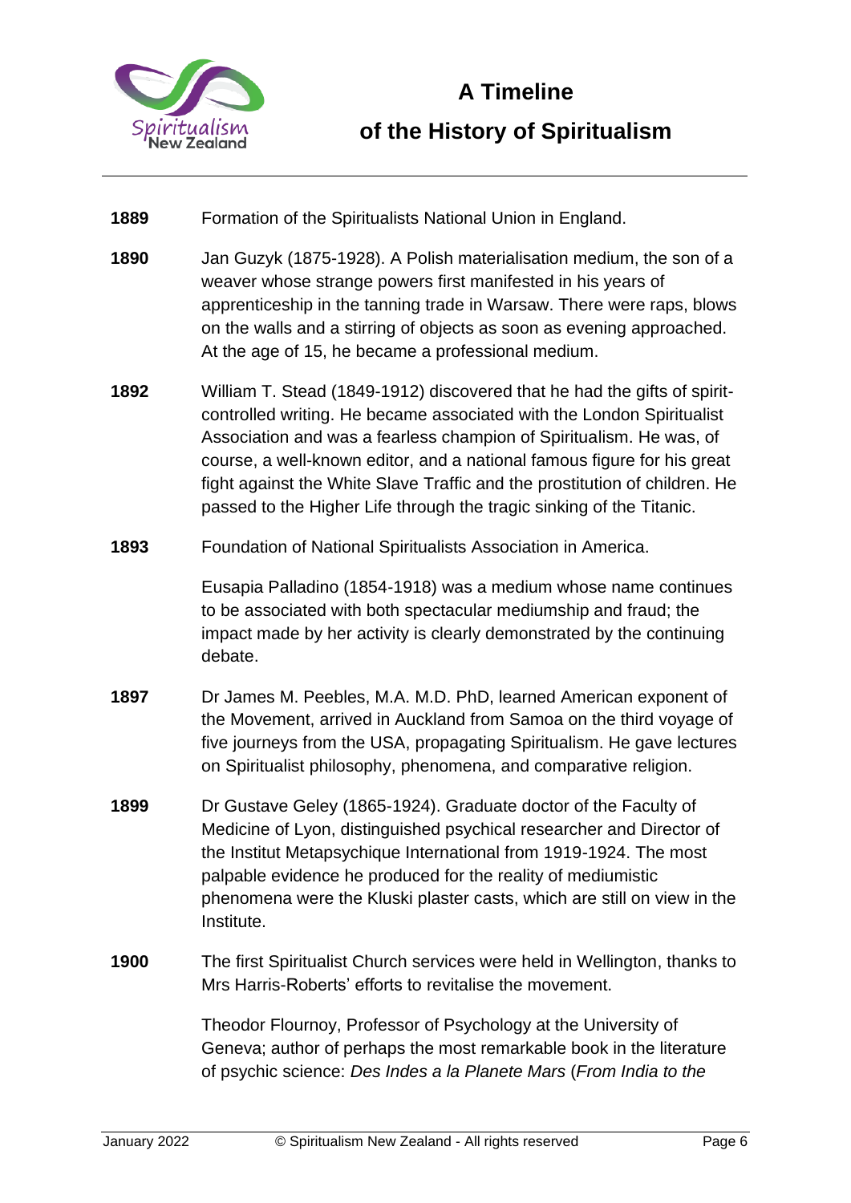**1889** Formation of the Spiritualists National Union in England.

**1890** Jan Guzyk (1875-1928). A Polish materialisation medium, the son of a weaver whose strange powers first manifested in his years of apprenticeship in the tanning trade in Warsaw. There were raps, blows on the walls and a stirring of objects as soon as evening approached. At the age of 15, he became a professional medium.

**1892** William T. Stead (1849-1912) discovered that he had the gifts of spirit-controlled writing. He became associated with the London Spiritualist Association and was a fearless champion of Spiritualism. He was, of course, a well-known editor, and a national famous figure for his great fight against the White Slave Traffic and the prostitution of children. He passed to the Higher Life through the tragic sinking of the Titanic.

**1893** Foundation of National Spiritualists Association in America.

Eusapia Palladino (1854-1918) was a medium whose name continues to be associated with both spectacular mediumship and fraud; the impact made by her activity is clearly demonstrated by the continuing debate.

**1897** Dr James M. Peebles, M.A. M.D. PhD, learned American exponent of the Movement, arrived in Auckland from Samoa on the third voyage of five journeys from the USA, propagating Spiritualism. He gave lectures on Spiritualist philosophy, phenomena, and comparative religion.

**1899** Dr Gustave Geley (1865-1924). Graduate doctor of the Faculty of Medicine of Lyon, distinguished psychical researcher and Director of the Institut Metapsychique International from 1919-1924. The most palpable evidence he produced for the reality of mediumistic phenomena were the Kluski plaster casts, which are still on view in the Institute.

**1900** The first Spiritualist Church services were held in Wellington, thanks to Mrs Harris-Roberts' efforts to revitalise the movement.

Theodor Flournoy, Professor of Psychology at the University of Geneva; author of perhaps the most remarkable book in the literature of psychic science: *Des Indes a la Planete Mars* (*From India to the*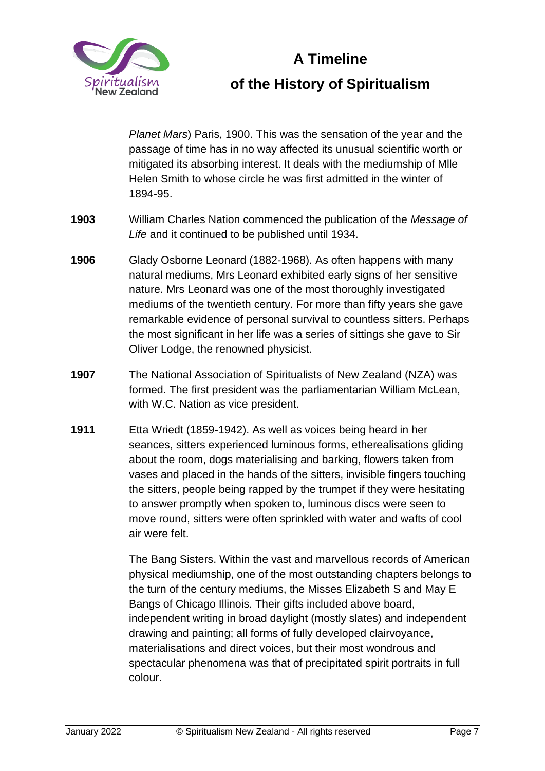*Planet Mars*) Paris, 1900. This was the sensation of the year and the passage of time has in no way affected its unusual scientific worth or mitigated its absorbing interest. It deals with the mediumship of Mlle Helen Smith to whose circle he was first admitted in the winter of 1894-95.

**1903** William Charles Nation commenced the publication of the *Message of Life* and it continued to be published until 1934.

**1906** Glady Osborne Leonard (1882-1968). As often happens with many natural mediums, Mrs Leonard exhibited early signs of her sensitive nature. Mrs Leonard was one of the most thoroughly investigated mediums of the twentieth century. For more than fifty years she gave remarkable evidence of personal survival to countless sitters. Perhaps the most significant in her life was a series of sittings she gave to Sir Oliver Lodge, the renowned physicist.

**1907** The National Association of Spiritualists of New Zealand (NZA) was formed. The first president was the parliamentarian William McLean, with W.C. Nation as vice president.

**1911** Etta Wriedt (1859-1942). As well as voices being heard in her seances, sitters experienced luminous forms, etherealisations gliding about the room, dogs materialising and barking, flowers taken from vases and placed in the hands of the sitters, invisible fingers touching the sitters, people being rapped by the trumpet if they were hesitating to answer promptly when spoken to, luminous discs were seen to move round, sitters were often sprinkled with water and wafts of cool air were felt.

The Bang Sisters. Within the vast and marvellous records of American physical mediumship, one of the most outstanding chapters belongs to the turn of the century mediums, the Misses Elizabeth S and May E Bangs of Chicago Illinois. Their gifts included above board, independent writing in broad daylight (mostly slates) and independent drawing and painting; all forms of fully developed clairvoyance, materialisations and direct voices, but their most wondrous and spectacular phenomena was that of precipitated spirit portraits in full colour.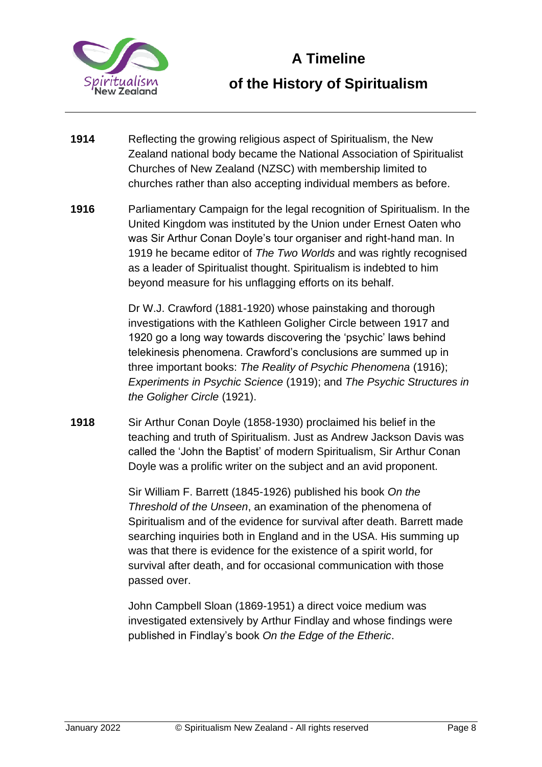**1914** Reflecting the growing religious aspect of Spiritualism, the New Zealand national body became the National Association of Spiritualist Churches of New Zealand (NZSC) with membership limited to churches rather than also accepting individual members as before.

**1916** Parliamentary Campaign for the legal recognition of Spiritualism. In the United Kingdom was instituted by the Union under Ernest Oaten who was Sir Arthur Conan Doyle's tour organiser and right-hand man. In 1919 he became editor of *The Two Worlds* and was rightly recognised as a leader of Spiritualist thought. Spiritualism is indebted to him beyond measure for his unflagging efforts on its behalf.

Dr W.J. Crawford (1881-1920) whose painstaking and thorough investigations with the Kathleen Goligher Circle between 1917 and 1920 go a long way towards discovering the 'psychic' laws behind telekinesis phenomena. Crawford's conclusions are summed up in three important books: *The Reality of Psychic Phenomena* (1916); *Experiments in Psychic Science* (1919); and *The Psychic Structures in the Goligher Circle* (1921).

**1918** Sir Arthur Conan Doyle (1858-1930) proclaimed his belief in the teaching and truth of Spiritualism. Just as Andrew Jackson Davis was called the 'John the Baptist' of modern Spiritualism, Sir Arthur Conan Doyle was a prolific writer on the subject and an avid proponent.

Sir William F. Barrett (1845-1926) published his book *On the Threshold of the Unseen*, an examination of the phenomena of Spiritualism and of the evidence for survival after death. Barrett made searching inquiries both in England and in the USA. His summing up was that there is evidence for the existence of a spirit world, for survival after death, and for occasional communication with those passed over.

John Campbell Sloan (1869-1951) a direct voice medium was investigated extensively by Arthur Findlay and whose findings were published in Findlay's book *On the Edge of the Etheric*.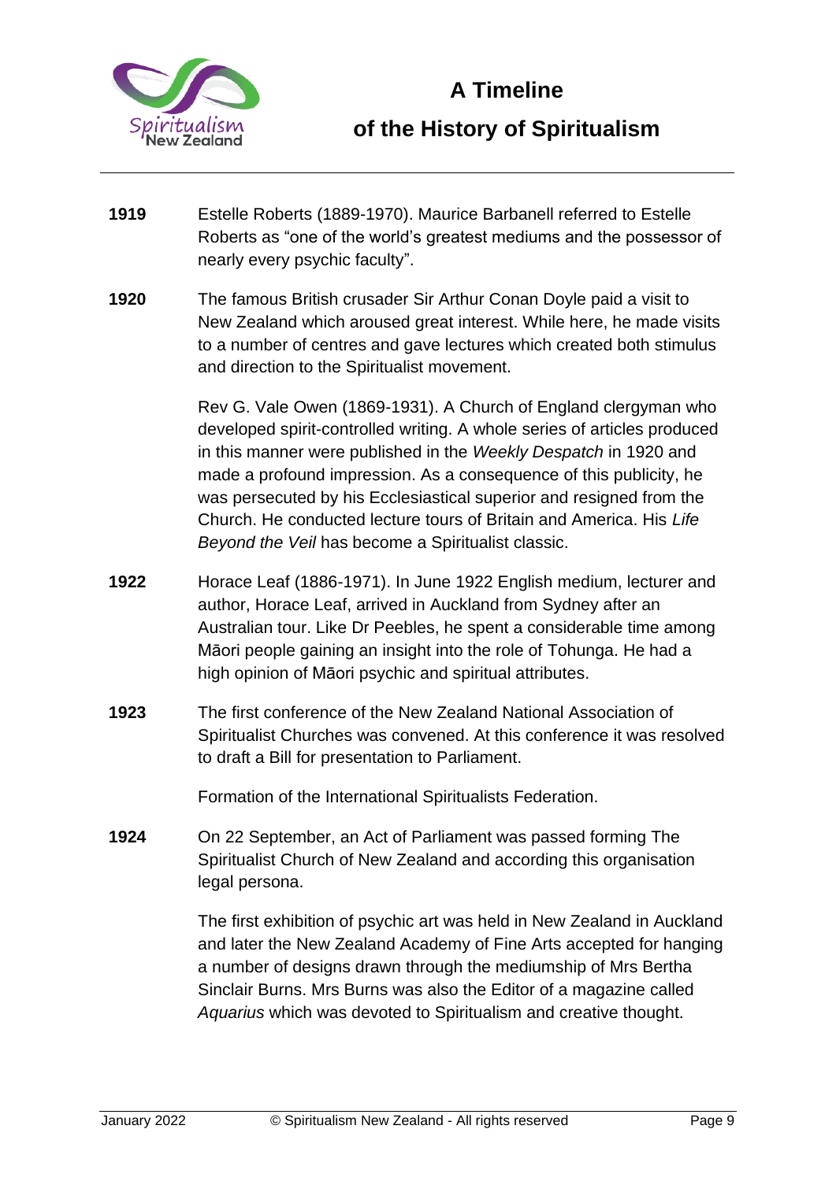# A Timeline of the History of Spiritualism

**1919** Estelle Roberts (1889-1970). Maurice Barbanell referred to Estelle Roberts as "one of the world's greatest mediums and the possessor of nearly every psychic faculty".

**1920** The famous British crusader Sir Arthur Conan Doyle paid a visit to New Zealand which aroused great interest. While here, he made visits to a number of centres and gave lectures which created both stimulus and direction to the Spiritualist movement.

Rev G. Vale Owen (1869-1931). A Church of England clergyman who developed spirit-controlled writing. A whole series of articles produced in this manner were published in the *Weekly Despatch* in 1920 and made a profound impression. As a consequence of this publicity, he was persecuted by his Ecclesiastical superior and resigned from the Church. He conducted lecture tours of Britain and America. His *Life Beyond the Veil* has become a Spiritualist classic.

**1922** Horace Leaf (1886-1971). In June 1922 English medium, lecturer and author, Horace Leaf, arrived in Auckland from Sydney after an Australian tour. Like Dr Peebles, he spent a considerable time among Māori people gaining an insight into the role of Tohunga. He had a high opinion of Māori psychic and spiritual attributes.

**1923** The first conference of the New Zealand National Association of Spiritualist Churches was convened. At this conference it was resolved to draft a Bill for presentation to Parliament.

Formation of the International Spiritualists Federation.

**1924** On 22 September, an Act of Parliament was passed forming The Spiritualist Church of New Zealand and according this organisation legal persona.

The first exhibition of psychic art was held in New Zealand in Auckland and later the New Zealand Academy of Fine Arts accepted for hanging a number of designs drawn through the mediumship of Mrs Bertha Sinclair Burns. Mrs Burns was also the Editor of a magazine called *Aquarius* which was devoted to Spiritualism and creative thought.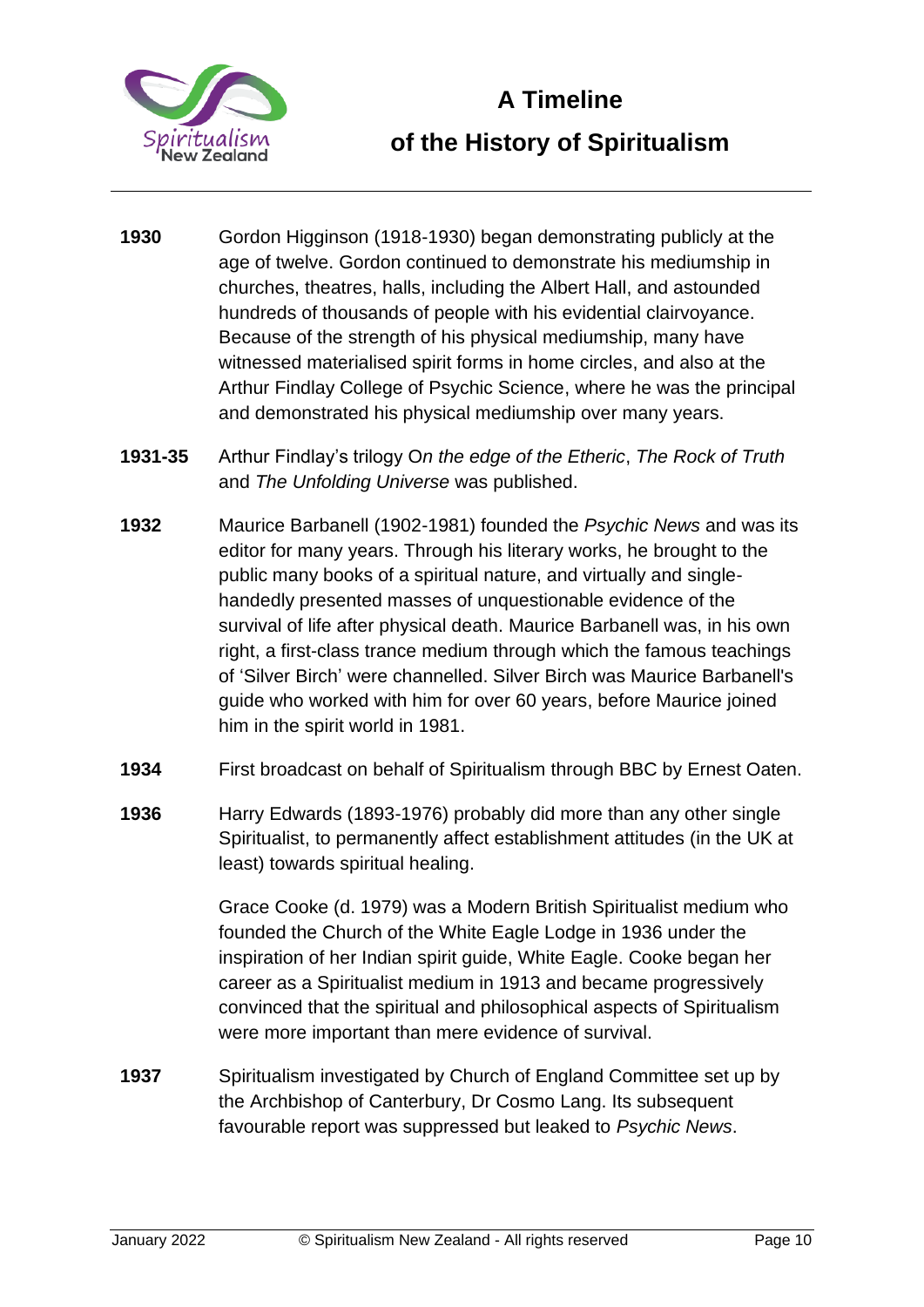**1930** Gordon Higginson (1918-1930) began demonstrating publicly at the age of twelve. Gordon continued to demonstrate his mediumship in churches, theatres, halls, including the Albert Hall, and astounded hundreds of thousands of people with his evidential clairvoyance. Because of the strength of his physical mediumship, many have witnessed materialised spirit forms in home circles, and also at the Arthur Findlay College of Psychic Science, where he was the principal and demonstrated his physical mediumship over many years.

**1931-35** Arthur Findlay's trilogy O*n the edge of the Etheric*, *The Rock of Truth* and *The Unfolding Universe* was published.

**1932** Maurice Barbanell (1902-1981) founded the *Psychic News* and was its editor for many years. Through his literary works, he brought to the public many books of a spiritual nature, and virtually and single-handedly presented masses of unquestionable evidence of the survival of life after physical death. Maurice Barbanell was, in his own right, a first-class trance medium through which the famous teachings of 'Silver Birch' were channelled. Silver Birch was Maurice Barbanell's guide who worked with him for over 60 years, before Maurice joined him in the spirit world in 1981.

**1934** First broadcast on behalf of Spiritualism through BBC by Ernest Oaten.

**1936** Harry Edwards (1893-1976) probably did more than any other single Spiritualist, to permanently affect establishment attitudes (in the UK at least) towards spiritual healing.

Grace Cooke (d. 1979) was a Modern British Spiritualist medium who founded the Church of the White Eagle Lodge in 1936 under the inspiration of her Indian spirit guide, White Eagle. Cooke began her career as a Spiritualist medium in 1913 and became progressively convinced that the spiritual and philosophical aspects of Spiritualism were more important than mere evidence of survival.

**1937** Spiritualism investigated by Church of England Committee set up by the Archbishop of Canterbury, Dr Cosmo Lang. Its subsequent favourable report was suppressed but leaked to *Psychic News*.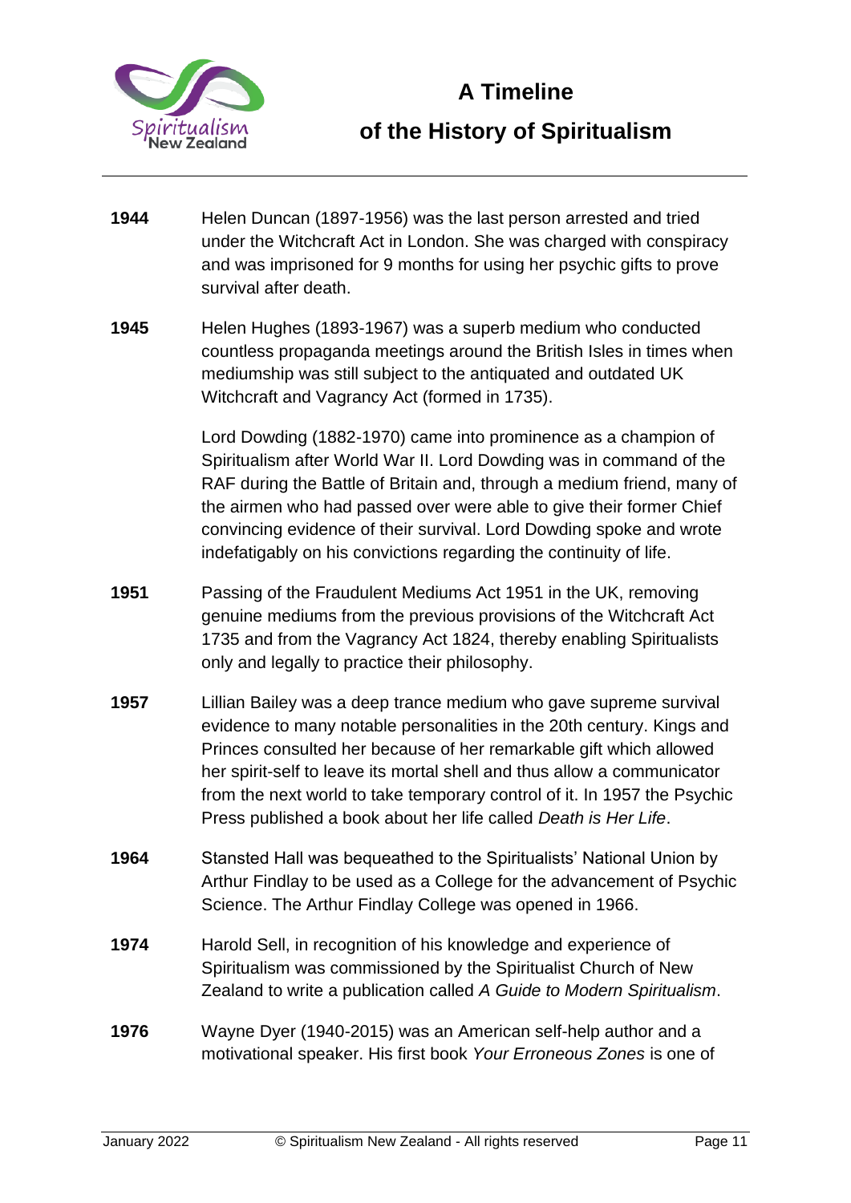# A Timeline of the History of Spiritualism

**1944** Helen Duncan (1897-1956) was the last person arrested and tried under the Witchcraft Act in London. She was charged with conspiracy and was imprisoned for 9 months for using her psychic gifts to prove survival after death.

**1945** Helen Hughes (1893-1967) was a superb medium who conducted countless propaganda meetings around the British Isles in times when mediumship was still subject to the antiquated and outdated UK Witchcraft and Vagrancy Act (formed in 1735).

Lord Dowding (1882-1970) came into prominence as a champion of Spiritualism after World War II. Lord Dowding was in command of the RAF during the Battle of Britain and, through a medium friend, many of the airmen who had passed over were able to give their former Chief convincing evidence of their survival. Lord Dowding spoke and wrote indefatigably on his convictions regarding the continuity of life.

**1951** Passing of the Fraudulent Mediums Act 1951 in the UK, removing genuine mediums from the previous provisions of the Witchcraft Act 1735 and from the Vagrancy Act 1824, thereby enabling Spiritualists only and legally to practice their philosophy.

**1957** Lillian Bailey was a deep trance medium who gave supreme survival evidence to many notable personalities in the 20th century. Kings and Princes consulted her because of her remarkable gift which allowed her spirit-self to leave its mortal shell and thus allow a communicator from the next world to take temporary control of it. In 1957 the Psychic Press published a book about her life called *Death is Her Life*.

**1964** Stansted Hall was bequeathed to the Spiritualists' National Union by Arthur Findlay to be used as a College for the advancement of Psychic Science. The Arthur Findlay College was opened in 1966.

**1974** Harold Sell, in recognition of his knowledge and experience of Spiritualism was commissioned by the Spiritualist Church of New Zealand to write a publication called *A Guide to Modern Spiritualism*.

**1976** Wayne Dyer (1940-2015) was an American self-help author and a motivational speaker. His first book *Your Erroneous Zones* is one of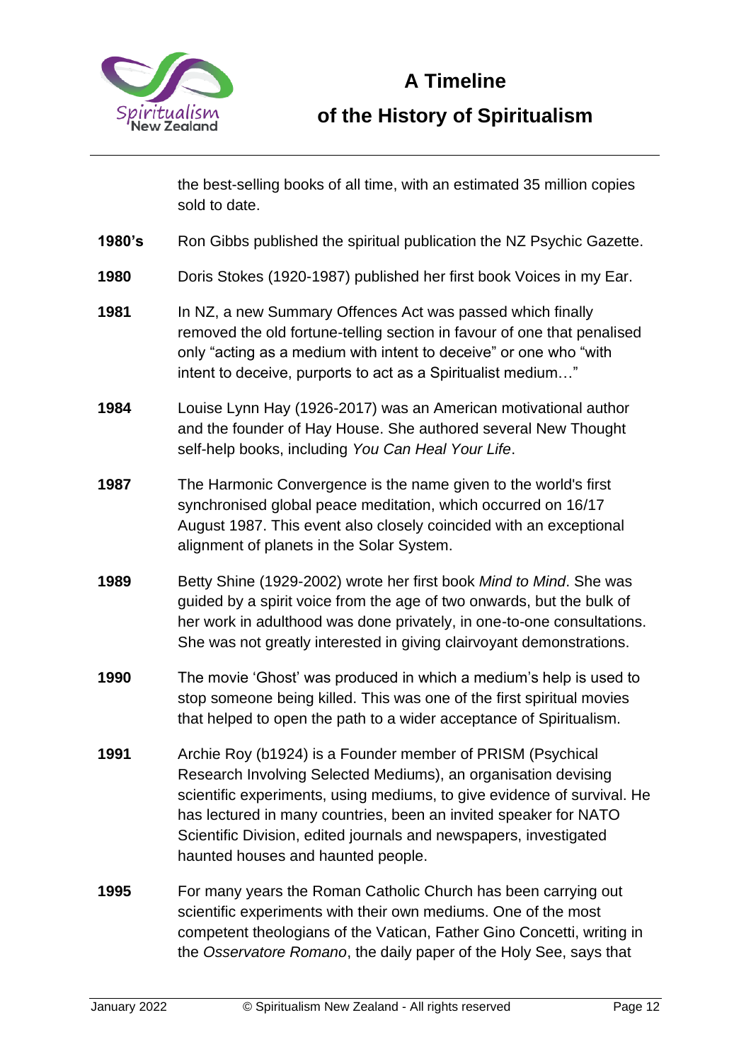the best-selling books of all time, with an estimated 35 million copies sold to date.

**1980's** Ron Gibbs published the spiritual publication the NZ Psychic Gazette.

**1980** Doris Stokes (1920-1987) published her first book Voices in my Ear.

**1981** In NZ, a new Summary Offences Act was passed which finally removed the old fortune-telling section in favour of one that penalised only "acting as a medium with intent to deceive" or one who "with intent to deceive, purports to act as a Spiritualist medium…"

**1984** Louise Lynn Hay (1926-2017) was an American motivational author and the founder of Hay House. She authored several New Thought self-help books, including *You Can Heal Your Life*.

**1987** The Harmonic Convergence is the name given to the world's first synchronised global peace meditation, which occurred on 16/17 August 1987. This event also closely coincided with an exceptional alignment of planets in the Solar System.

**1989** Betty Shine (1929-2002) wrote her first book *Mind to Mind*. She was guided by a spirit voice from the age of two onwards, but the bulk of her work in adulthood was done privately, in one-to-one consultations. She was not greatly interested in giving clairvoyant demonstrations.

**1990** The movie 'Ghost' was produced in which a medium's help is used to stop someone being killed. This was one of the first spiritual movies that helped to open the path to a wider acceptance of Spiritualism.

**1991** Archie Roy (b1924) is a Founder member of PRISM (Psychical Research Involving Selected Mediums), an organisation devising scientific experiments, using mediums, to give evidence of survival. He has lectured in many countries, been an invited speaker for NATO Scientific Division, edited journals and newspapers, investigated haunted houses and haunted people.

**1995** For many years the Roman Catholic Church has been carrying out scientific experiments with their own mediums. One of the most competent theologians of the Vatican, Father Gino Concetti, writing in the *Osservatore Romano*, the daily paper of the Holy See, says that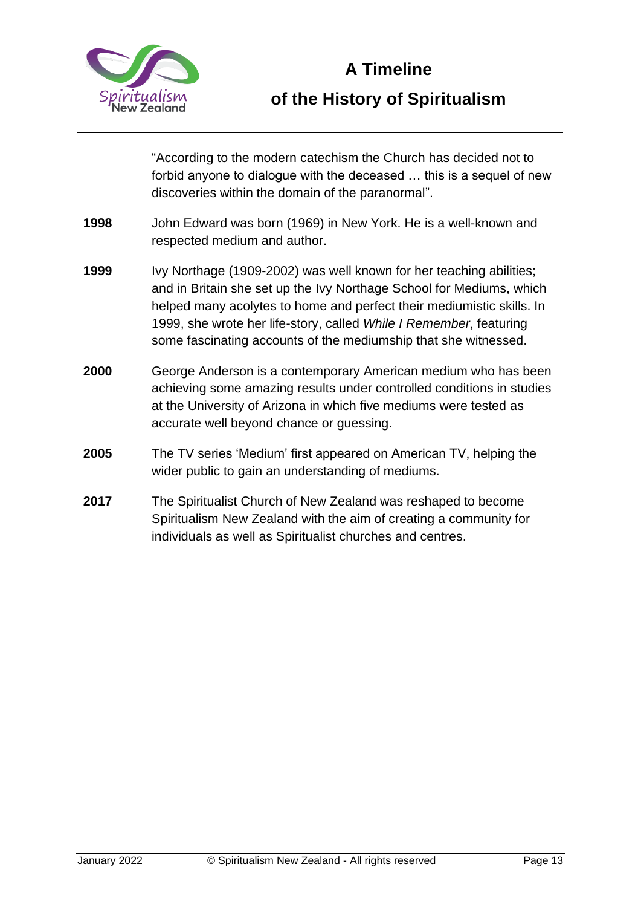“According to the modern catechism the Church has decided not to forbid anyone to dialogue with the deceased … this is a sequel of new discoveries within the domain of the paranormal”.

**1998** John Edward was born (1969) in New York. He is a well-known and respected medium and author.

**1999** Ivy Northage (1909-2002) was well known for her teaching abilities; and in Britain she set up the Ivy Northage School for Mediums, which helped many acolytes to home and perfect their mediumistic skills. In 1999, she wrote her life-story, called *While I Remember*, featuring some fascinating accounts of the mediumship that she witnessed.

**2000** George Anderson is a contemporary American medium who has been achieving some amazing results under controlled conditions in studies at the University of Arizona in which five mediums were tested as accurate well beyond chance or guessing.

**2005** The TV series ‘Medium’ first appeared on American TV, helping the wider public to gain an understanding of mediums.

**2017** The Spiritualist Church of New Zealand was reshaped to become Spiritualism New Zealand with the aim of creating a community for individuals as well as Spiritualist churches and centres.